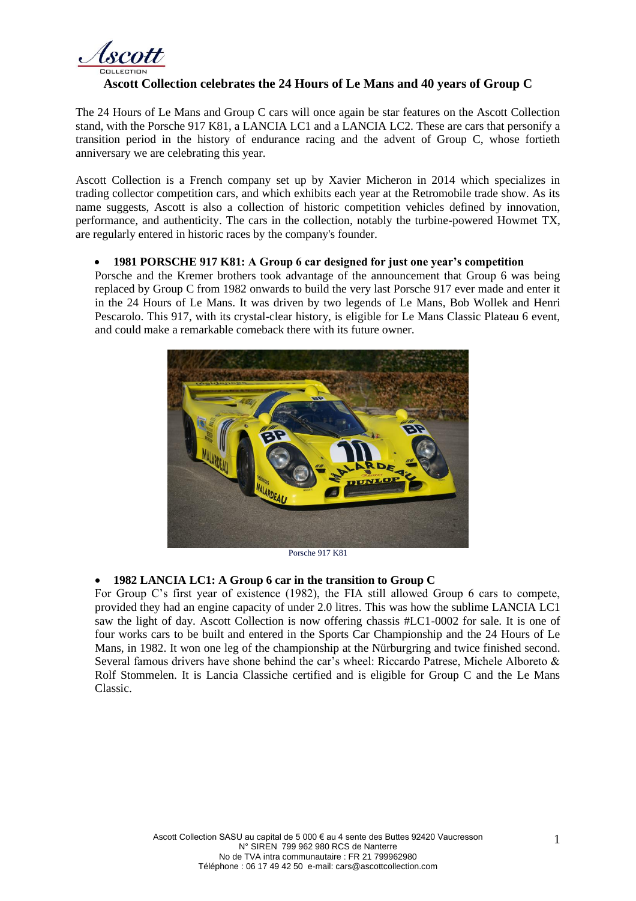# Ascott Collection celebrates the 24 Hours of Le Mans and 40 years of Group C

The 24 Hours of Le Mans and Group C cars will once again be star features on the Ascott Collection stand, with the Porsche 917 K81, a LANCIA LC1 and a LANCIA LC2. These are cars that personify a transition period in the history of endurance racing and the advent of Group C, whose fortieth anniversary we are celebrating this year.

Ascott Collection is a French company set up by Xavier Micheron in 2014 which specializes in trading collector competition cars, and which exhibits each year at the Retromobile trade show. As its name suggests, Ascott is also a collection of historic competition vehicles defined by innovation, performance, and authenticity. The cars in the collection, notably the turbine-powered Howmet TX, are regularly entered in historic races by the company's founder.

- **1981 PORSCHE 917 K81: A Group 6 car designed for just one year's competition**

  Porsche and the Kremer brothers took advantage of the announcement that Group 6 was being replaced by Group C from 1982 onwards to build the very last Porsche 917 ever made and enter it in the 24 Hours of Le Mans. It was driven by two legends of Le Mans, Bob Wollek and Henri Pescarolo. This 917, with its crystal-clear history, is eligible for Le Mans Classic Plateau 6 event, and could make a remarkable comeback there with its future owner.

Porsche 917 K81

- **1982 LANCIA LC1: A Group 6 car in the transition to Group C**

  For Group C's first year of existence (1982), the FIA still allowed Group 6 cars to compete, provided they had an engine capacity of under 2.0 litres. This was how the sublime LANCIA LC1 saw the light of day. Ascott Collection is now offering chassis #LC1-0002 for sale. It is one of four works cars to be built and entered in the Sports Car Championship and the 24 Hours of Le Mans, in 1982. It won one leg of the championship at the Nürburgring and twice finished second. Several famous drivers have shone behind the car's wheel: Riccardo Patrese, Michele Alboreto & Rolf Stommelen. It is Lancia Classiche certified and is eligible for Group C and the Le Mans Classic.

Ascott Collection SASU au capital de 5 000 € au 4 sente des Buttes 92420 Vaucresson
N° SIREN 799 962 980 RCS de Nanterre
No de TVA intra communautaire : FR 21 799962980
Téléphone : 06 17 49 42 50 e-mail: cars@ascottcollection.com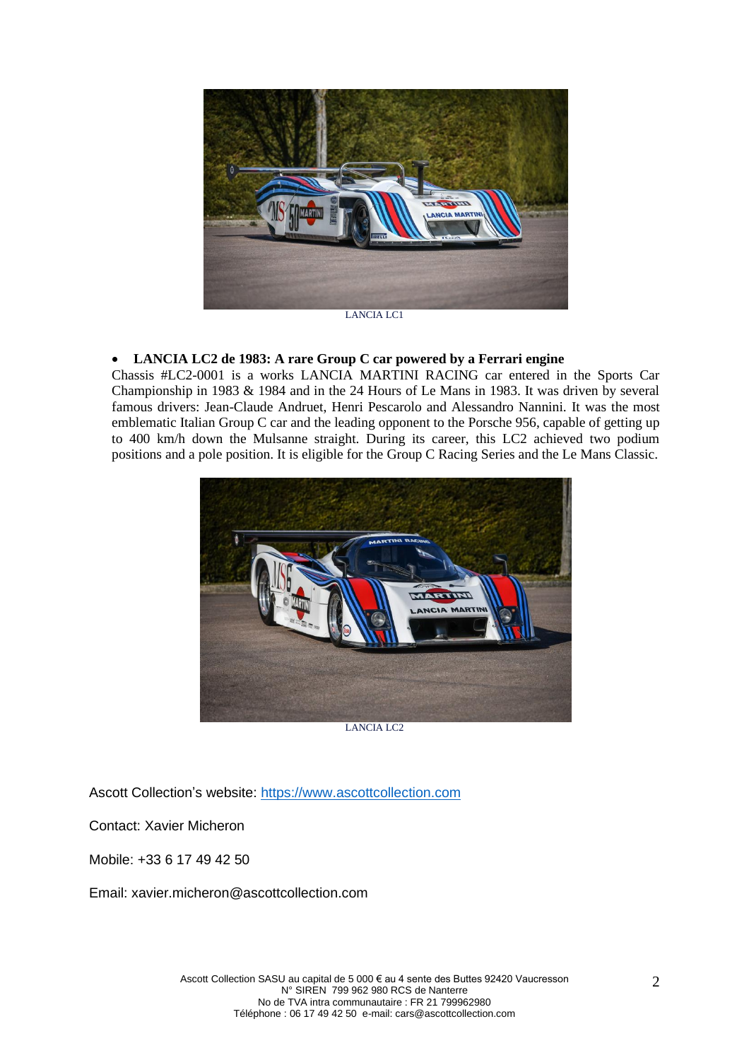LANCIA LC1

- **LANCIA LC2 de 1983: A rare Group C car powered by a Ferrari engine**

Chassis #LC2-0001 is a works LANCIA MARTINI RACING car entered in the Sports Car Championship in 1983 & 1984 and in the 24 Hours of Le Mans in 1983. It was driven by several famous drivers: Jean-Claude Andruet, Henri Pescarolo and Alessandro Nannini. It was the most emblematic Italian Group C car and the leading opponent to the Porsche 956, capable of getting up to 400 km/h down the Mulsanne straight. During its career, this LC2 achieved two podium positions and a pole position. It is eligible for the Group C Racing Series and the Le Mans Classic.

LANCIA LC2

Ascott Collection's website: [https://www.ascottcollection.com](https://www.ascottcollection.com)

Contact: Xavier Micheron

Mobile: +33 6 17 49 42 50

Email: xavier.micheron@ascottcollection.com

Ascott Collection SASU au capital de 5 000 € au 4 sente des Buttes 92420 Vaucresson
N° SIREN 799 962 980 RCS de Nanterre
No de TVA intra communautaire : FR 21 799962980
Téléphone : 06 17 49 42 50 e-mail: cars@ascottcollection.com